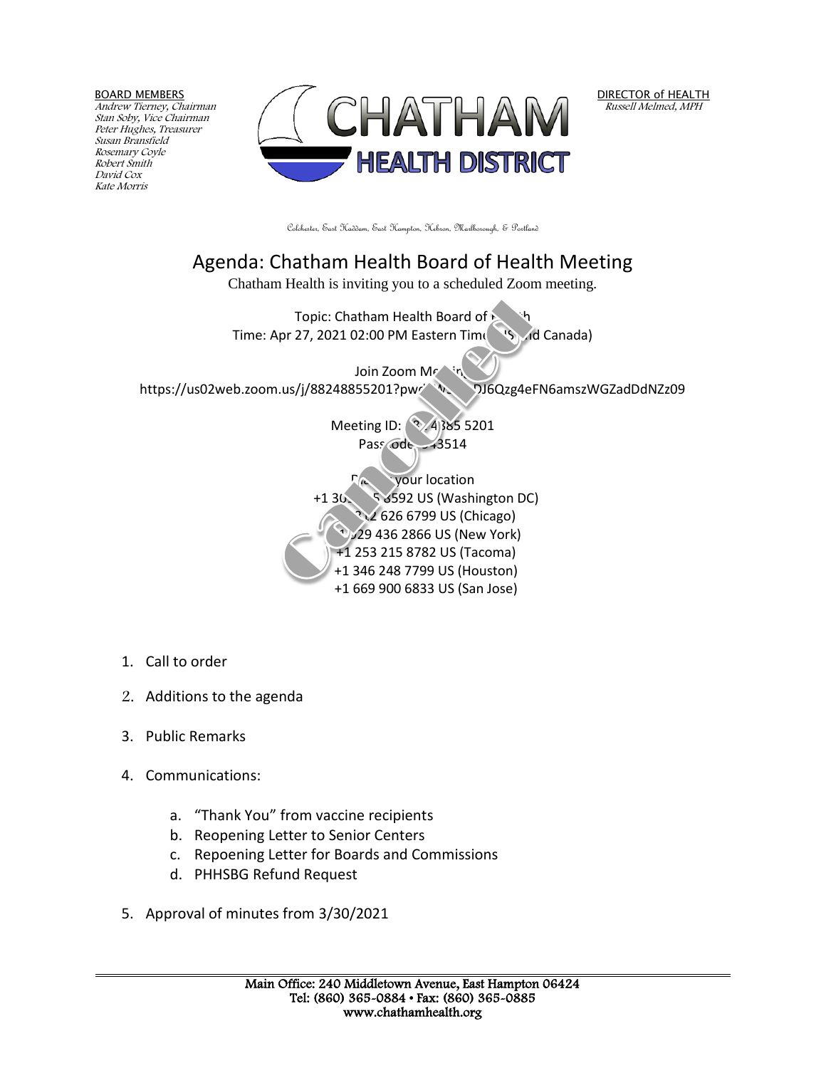BOARD MEMBERS
*Andrew Tierney, Chairman*
*Stan Soby, Vice Chairman*
*Peter Hughes, Treasurer*
*Susan Bransfield*
*Rosemary Coyle*
*Robert Smith*
*David Cox*
*Kate Morris*

CHATHAM
HEALTH DISTRICT

DIRECTOR of HEALTH
*Russell Melmed, MPH*

Colchester, East Haddam, East Hampton, Hebron, Marlborough, & Portland

# Agenda: Chatham Health Board of Health Meeting

Chatham Health is inviting you to a scheduled Zoom meeting.

Cancelled

Topic: Chatham Health Board of Health
Time: Apr 27, 2021 02:00 PM Eastern Time (US and Canada)

Join Zoom Meeting
https://us02web.zoom.us/j/88248855201?pwd=N...DJ6Qzg4eFN6amszWGZadDdNZz09

Meeting ID: 882 4885 5201
Passcode: 543514

Dial by your location
+1 301 715 8592 US (Washington DC)
+1 312 626 6799 US (Chicago)
+1 929 436 2866 US (New York)
+1 253 215 8782 US (Tacoma)
+1 346 248 7799 US (Houston)
+1 669 900 6833 US (San Jose)

1. Call to order
2. Additions to the agenda
3. Public Remarks
4. Communications:
   a. "Thank You" from vaccine recipients
   b. Reopening Letter to Senior Centers
   c. Repoening Letter for Boards and Commissions
   d. PHHSBG Refund Request
5. Approval of minutes from 3/30/2021

Main Office: 240 Middletown Avenue, East Hampton 06424
Tel: (860) 365-0884 • Fax: (860) 365-0885
www.chathamhealth.org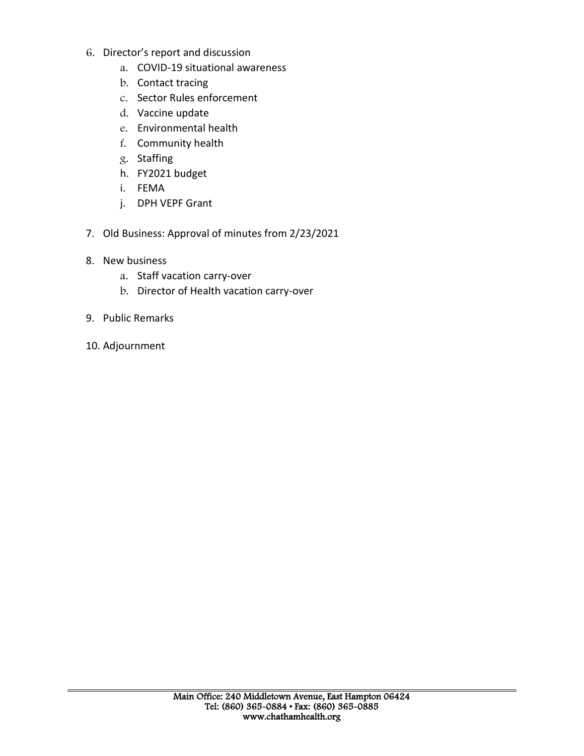6. Director's report and discussion
    a. COVID-19 situational awareness
    b. Contact tracing
    c. Sector Rules enforcement
    d. Vaccine update
    e. Environmental health
    f. Community health
    g. Staffing
    h. FY2021 budget
    i. FEMA
    j. DPH VEPF Grant

7. Old Business: Approval of minutes from 2/23/2021

8. New business
    a. Staff vacation carry-over
    b. Director of Health vacation carry-over

9. Public Remarks

10. Adjournment

Main Office: 240 Middletown Avenue, East Hampton 06424
Tel: (860) 365-0884 • Fax: (860) 365-0885
www.chathamhealth.org